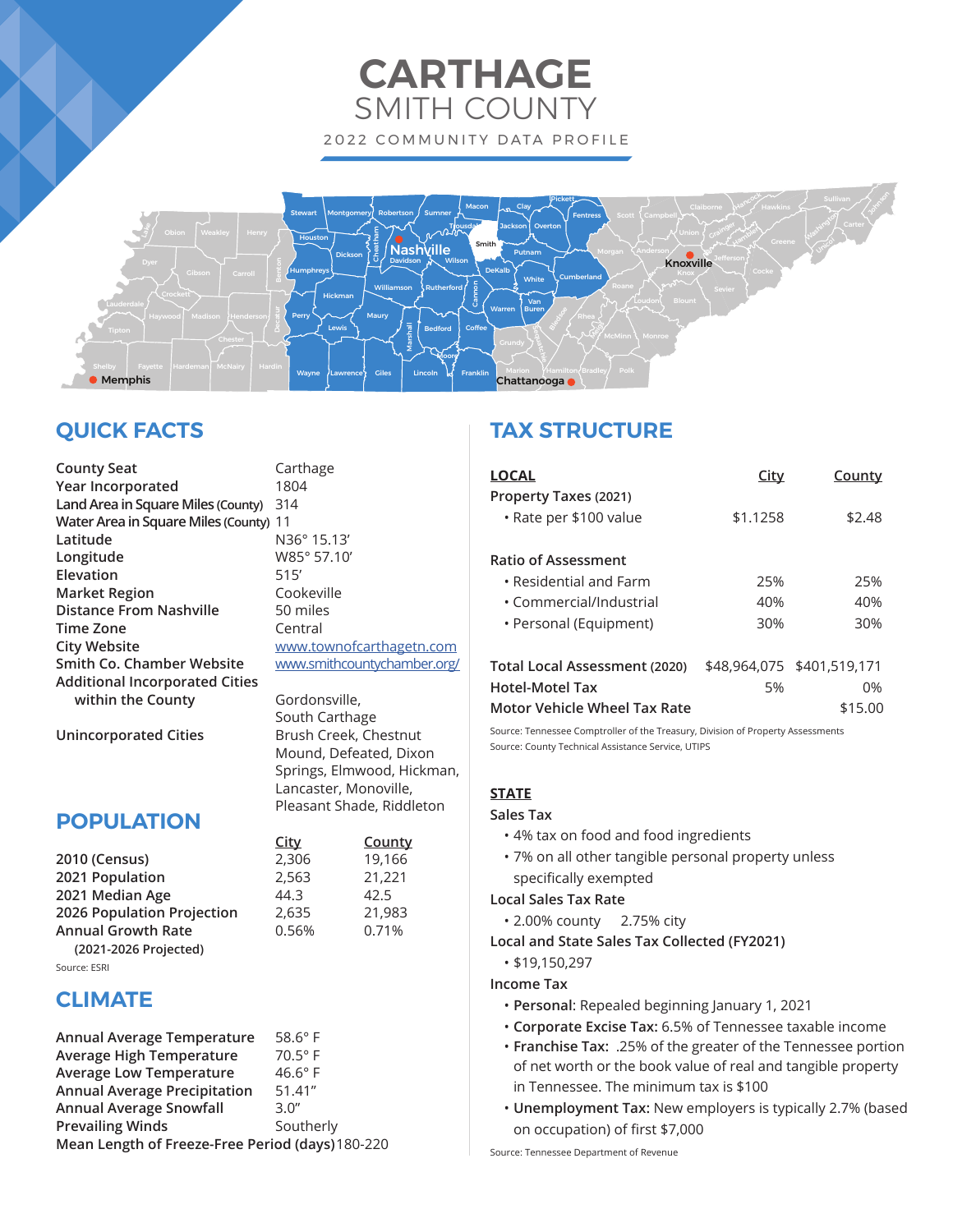# CARTHAGE
## SMITH COUNTY

2022 COMMUNITY DATA PROFILE

## QUICK FACTS

| | |
|---|---|
| County Seat | Carthage |
| Year Incorporated | 1804 |
| Land Area in Square Miles (County) | 314 |
| Water Area in Square Miles (County) | 11 |
| Latitude | N36° 15.13' |
| Longitude | W85° 57.10' |
| Elevation | 515' |
| Market Region | Cookeville |
| Distance From Nashville | 50 miles |
| Time Zone | Central |
| City Website | www.townofcarthagetn.com |
| Smith Co. Chamber Website | www.smithcountychamber.org/ |
| Additional Incorporated Cities within the County | Gordonsville, South Carthage |
| Unincorporated Cities | Brush Creek, Chestnut Mound, Defeated, Dixon Springs, Elmwood, Hickman, Lancaster, Monoville, Pleasant Shade, Riddleton |

## POPULATION

| | City | County |
|---|---|---|
| 2010 (Census) | 2,306 | 19,166 |
| 2021 Population | 2,563 | 21,221 |
| 2021 Median Age | 44.3 | 42.5 |
| 2026 Population Projection | 2,635 | 21,983 |
| Annual Growth Rate (2021-2026 Projected) | 0.56% | 0.71% |

Source: ESRI

## CLIMATE

| | |
|---|---|
| Annual Average Temperature | 58.6° F |
| Average High Temperature | 70.5° F |
| Average Low Temperature | 46.6° F |
| Annual Average Precipitation | 51.41" |
| Annual Average Snowfall | 3.0" |
| Prevailing Winds | Southerly |
| Mean Length of Freeze-Free Period (days) | 180-220 |

## TAX STRUCTURE

| LOCAL | City | County |
|---|---|---|
| Property Taxes (2021) | | |
| • Rate per $100 value | $1.1258 | $2.48 |
| Ratio of Assessment | | |
| • Residential and Farm | 25% | 25% |
| • Commercial/Industrial | 40% | 40% |
| • Personal (Equipment) | 30% | 30% |
| Total Local Assessment (2020) | $48,964,075 | $401,519,171 |
| Hotel-Motel Tax | 5% | 0% |
| Motor Vehicle Wheel Tax Rate | | $15.00 |

Source: Tennessee Comptroller of the Treasury, Division of Property Assessments
Source: County Technical Assistance Service, UTIPS

### STATE

**Sales Tax**
- 4% tax on food and food ingredients
- 7% on all other tangible personal property unless specifically exempted

**Local Sales Tax Rate**
- 2.00% county 2.75% city

**Local and State Sales Tax Collected (FY2021)**
- $19,150,297

**Income Tax**
- **Personal:** Repealed beginning January 1, 2021
- **Corporate Excise Tax:** 6.5% of Tennessee taxable income
- **Franchise Tax:** .25% of the greater of the Tennessee portion of net worth or the book value of real and tangible property in Tennessee. The minimum tax is $100
- **Unemployment Tax:** New employers is typically 2.7% (based on occupation) of first $7,000

Source: Tennessee Department of Revenue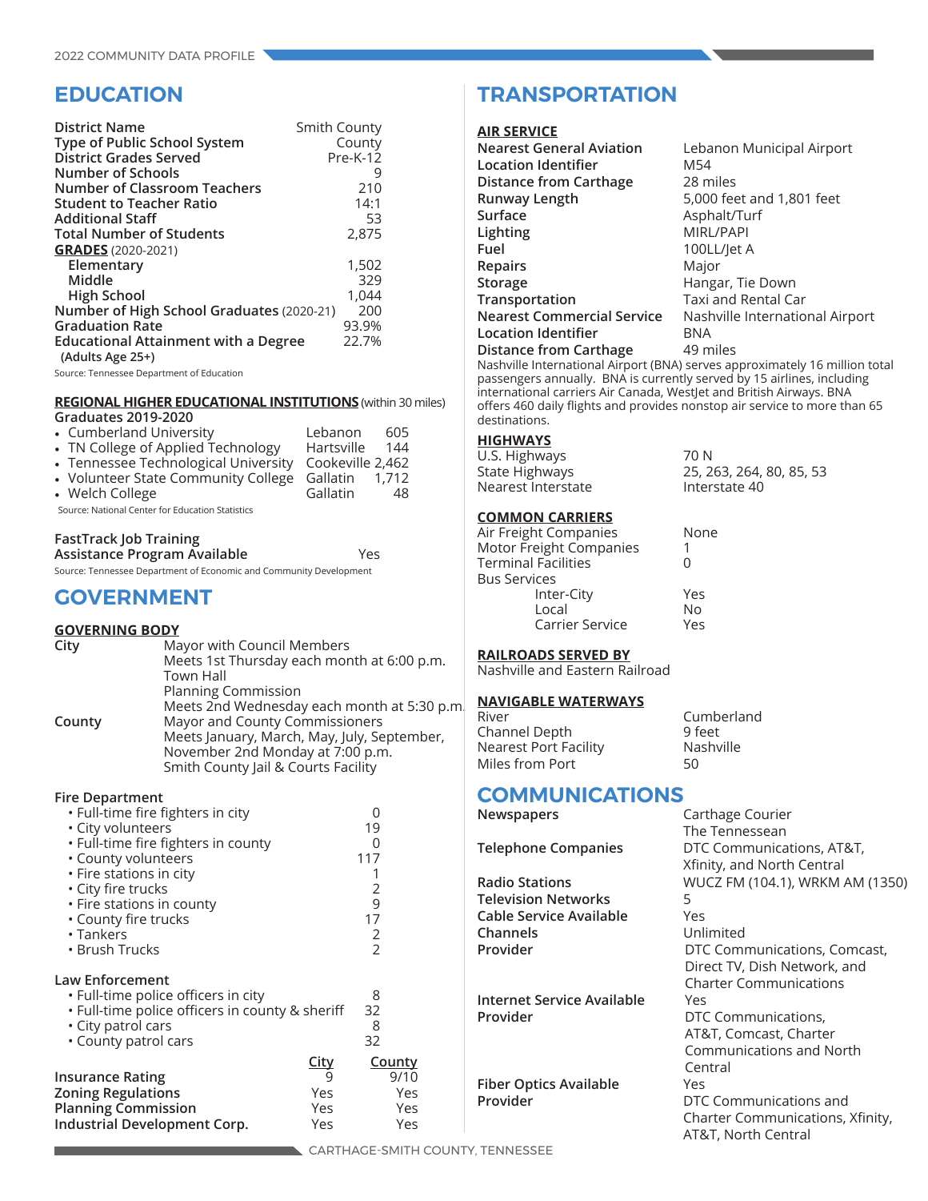# EDUCATION

| | |
|---|---|
| **District Name** | Smith County |
| **Type of Public School System** | County |
| **District Grades Served** | Pre-K-12 |
| **Number of Schools** | 9 |
| **Number of Classroom Teachers** | 210 |
| **Student to Teacher Ratio** | 14:1 |
| **Additional Staff** | 53 |
| **Total Number of Students** | 2,875 |
| **GRADES** (2020-2021) | |
| **Elementary** | 1,502 |
| **Middle** | 329 |
| **High School** | 1,044 |
| **Number of High School Graduates** (2020-21) | 200 |
| **Graduation Rate** | 93.9% |
| **Educational Attainment with a Degree** (Adults Age 25+) | 22.7% |

Source: Tennessee Department of Education

**REGIONAL HIGHER EDUCATIONAL INSTITUTIONS** (within 30 miles)

Graduates 2019-2020

| Institution | Location | Graduates |
|---|---|---|
| Cumberland University | Lebanon | 605 |
| TN College of Applied Technology | Hartsville | 144 |
| Tennessee Technological University | Cookeville | 2,462 |
| Volunteer State Community College | Gallatin | 1,712 |
| Welch College | Gallatin | 48 |

Source: National Center for Education Statistics

**FastTrack Job Training Assistance Program Available** — Yes

Source: Tennessee Department of Economic and Community Development

# GOVERNMENT

**GOVERNING BODY**

**City**
Mayor with Council Members
Meets 1st Thursday each month at 6:00 p.m.
Town Hall
Planning Commission
Meets 2nd Wednesday each month at 5:30 p.m.

**County**
Mayor and County Commissioners
Meets January, March, May, July, September, November 2nd Monday at 7:00 p.m.
Smith County Jail & Courts Facility

**Fire Department**

| | |
|---|---|
| Full-time fire fighters in city | 0 |
| City volunteers | 19 |
| Full-time fire fighters in county | 0 |
| County volunteers | 117 |
| Fire stations in city | 1 |
| City fire trucks | 2 |
| Fire stations in county | 9 |
| County fire trucks | 17 |
| Tankers | 2 |
| Brush Trucks | 2 |

**Law Enforcement**

| | |
|---|---|
| Full-time police officers in city | 8 |
| Full-time police officers in county & sheriff | 32 |
| City patrol cars | 8 |
| County patrol cars | 32 |

| | City | County |
|---|---|---|
| **Insurance Rating** | 9 | 9/10 |
| **Zoning Regulations** | Yes | Yes |
| **Planning Commission** | Yes | Yes |
| **Industrial Development Corp.** | Yes | Yes |

# TRANSPORTATION

**AIR SERVICE**

| | |
|---|---|
| **Nearest General Aviation** | Lebanon Municipal Airport |
| **Location Identifier** | M54 |
| **Distance from Carthage** | 28 miles |
| **Runway Length** | 5,000 feet and 1,801 feet |
| **Surface** | Asphalt/Turf |
| **Lighting** | MIRL/PAPI |
| **Fuel** | 100LL/Jet A |
| **Repairs** | Major |
| **Storage** | Hangar, Tie Down |
| **Transportation** | Taxi and Rental Car |
| **Nearest Commercial Service** | Nashville International Airport |
| **Location Identifier** | BNA |
| **Distance from Carthage** | 49 miles |

Nashville International Airport (BNA) serves approximately 16 million total passengers annually. BNA is currently served by 15 airlines, including international carriers Air Canada, WestJet and British Airways. BNA offers 460 daily flights and provides nonstop air service to more than 65 destinations.

**HIGHWAYS**

| | |
|---|---|
| U.S. Highways | 70 N |
| State Highways | 25, 263, 264, 80, 85, 53 |
| Nearest Interstate | Interstate 40 |

**COMMON CARRIERS**

| | |
|---|---|
| Air Freight Companies | None |
| Motor Freight Companies | 1 |
| Terminal Facilities | 0 |
| Bus Services | |
| Inter-City | Yes |
| Local | No |
| Carrier Service | Yes |

**RAILROADS SERVED BY**

Nashville and Eastern Railroad

**NAVIGABLE WATERWAYS**

| | |
|---|---|
| River | Cumberland |
| Channel Depth | 9 feet |
| Nearest Port Facility | Nashville |
| Miles from Port | 50 |

# COMMUNICATIONS

| | |
|---|---|
| **Newspapers** | Carthage Courier, The Tennessean |
| **Telephone Companies** | DTC Communications, AT&T, Xfinity, and North Central |
| **Radio Stations** | WUCZ FM (104.1), WRKM AM (1350) |
| **Television Networks** | 5 |
| **Cable Service Available** | Yes |
| **Channels** | Unlimited |
| **Provider** | DTC Communications, Comcast, Direct TV, Dish Network, and Charter Communications |
| **Internet Service Available** | Yes |
| **Provider** | DTC Communications, AT&T, Comcast, Charter Communications and North Central |
| **Fiber Optics Available** | Yes |
| **Provider** | DTC Communications and Charter Communications, Xfinity, AT&T, North Central |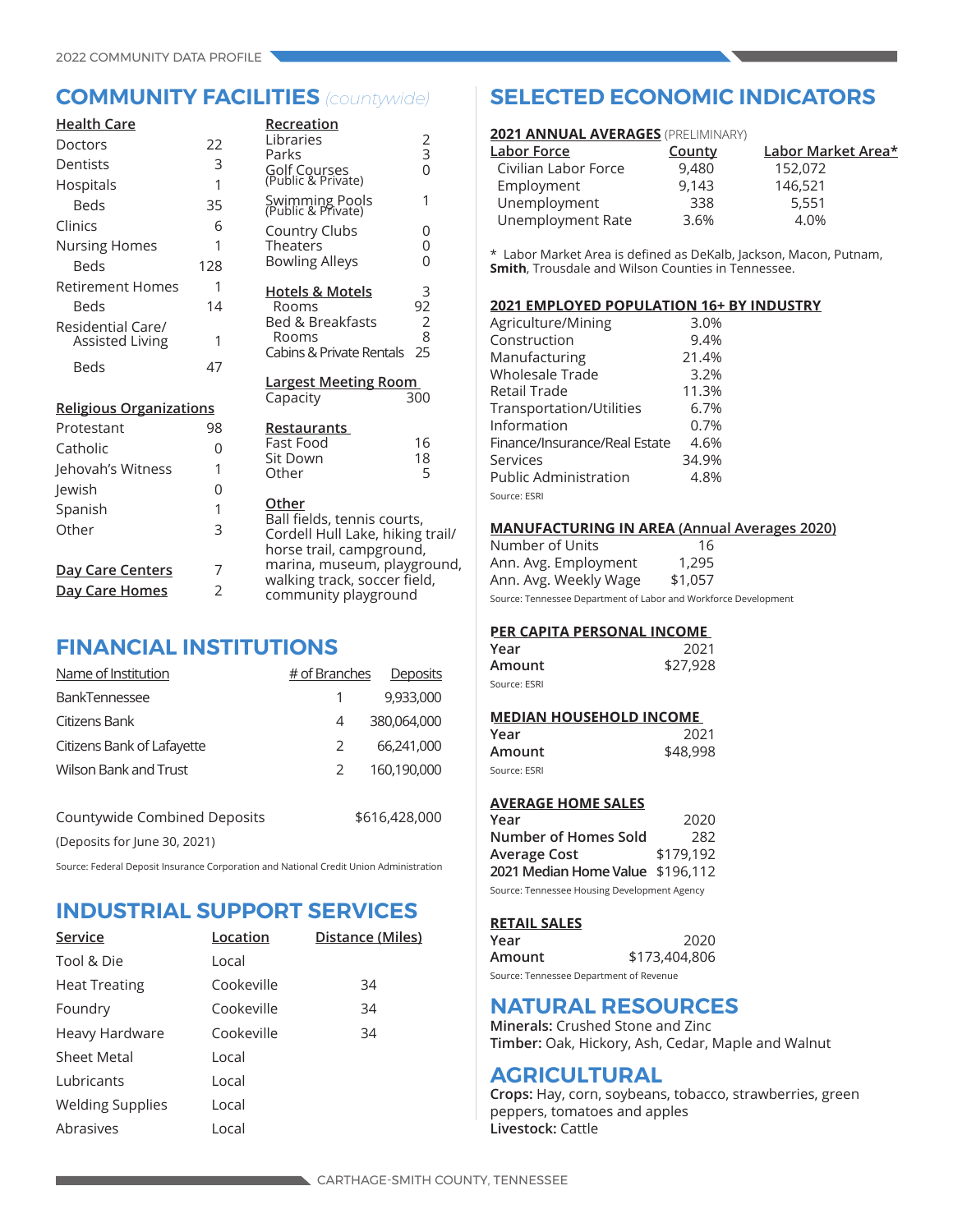## COMMUNITY FACILITIES *(countywide)*

**Health Care**

| | |
|---|---|
| Doctors | 22 |
| Dentists | 3 |
| Hospitals | 1 |
| Beds | 35 |
| Clinics | 6 |
| Nursing Homes | 1 |
| Beds | 128 |
| Retirement Homes | 1 |
| Beds | 14 |
| Residential Care/ Assisted Living | 1 |
| Beds | 47 |

**Religious Organizations**

| | |
|---|---|
| Protestant | 98 |
| Catholic | 0 |
| Jehovah's Witness | 1 |
| Jewish | 0 |
| Spanish | 1 |
| Other | 3 |

| | |
|---|---|
| **Day Care Centers** | 7 |
| **Day Care Homes** | 2 |

**Recreation**

| | |
|---|---|
| Libraries | 2 |
| Parks | 3 |
| Golf Courses (Public & Private) | 0 |
| Swimming Pools (Public & Private) | 1 |
| Country Clubs | 0 |
| Theaters | 0 |
| Bowling Alleys | 0 |

| | |
|---|---|
| **Hotels & Motels** | 3 |
| Rooms | 92 |
| Bed & Breakfasts | 2 |
| Rooms | 8 |
| Cabins & Private Rentals | 25 |

**Largest Meeting Room**

| | |
|---|---|
| Capacity | 300 |

**Restaurants**

| | |
|---|---|
| Fast Food | 16 |
| Sit Down | 18 |
| Other | 5 |

**Other**

Ball fields, tennis courts, Cordell Hull Lake, hiking trail/ horse trail, campground, marina, museum, playground, walking track, soccer field, community playground

## FINANCIAL INSTITUTIONS

| Name of Institution | # of Branches | Deposits |
|---|---|---|
| BankTennessee | 1 | 9,933,000 |
| Citizens Bank | 4 | 380,064,000 |
| Citizens Bank of Lafayette | 2 | 66,241,000 |
| Wilson Bank and Trust | 2 | 160,190,000 |

Countywide Combined Deposits $616,428,000

(Deposits for June 30, 2021)

Source: Federal Deposit Insurance Corporation and National Credit Union Administration

## INDUSTRIAL SUPPORT SERVICES

| Service | Location | Distance (Miles) |
|---|---|---|
| Tool & Die | Local | |
| Heat Treating | Cookeville | 34 |
| Foundry | Cookeville | 34 |
| Heavy Hardware | Cookeville | 34 |
| Sheet Metal | Local | |
| Lubricants | Local | |
| Welding Supplies | Local | |
| Abrasives | Local | |

## SELECTED ECONOMIC INDICATORS

**2021 ANNUAL AVERAGES** (PRELIMINARY)

| Labor Force | County | Labor Market Area* |
|---|---|---|
| Civilian Labor Force | 9,480 | 152,072 |
| Employment | 9,143 | 146,521 |
| Unemployment | 338 | 5,551 |
| Unemployment Rate | 3.6% | 4.0% |

\* Labor Market Area is defined as DeKalb, Jackson, Macon, Putnam, **Smith**, Trousdale and Wilson Counties in Tennessee.

**2021 EMPLOYED POPULATION 16+ BY INDUSTRY**

| | |
|---|---|
| Agriculture/Mining | 3.0% |
| Construction | 9.4% |
| Manufacturing | 21.4% |
| Wholesale Trade | 3.2% |
| Retail Trade | 11.3% |
| Transportation/Utilities | 6.7% |
| Information | 0.7% |
| Finance/Insurance/Real Estate | 4.6% |
| Services | 34.9% |
| Public Administration | 4.8% |

Source: ESRI

**MANUFACTURING IN AREA (Annual Averages 2020)**

| | |
|---|---|
| Number of Units | 16 |
| Ann. Avg. Employment | 1,295 |
| Ann. Avg. Weekly Wage | $1,057 |

Source: Tennessee Department of Labor and Workforce Development

**PER CAPITA PERSONAL INCOME**

| | |
|---|---|
| **Year** | 2021 |
| **Amount** | $27,928 |

Source: ESRI

**MEDIAN HOUSEHOLD INCOME**

| | |
|---|---|
| **Year** | 2021 |
| **Amount** | $48,998 |

Source: ESRI

**AVERAGE HOME SALES**

| | |
|---|---|
| **Year** | 2020 |
| **Number of Homes Sold** | 282 |
| **Average Cost** | $179,192 |
| **2021 Median Home Value** | $196,112 |

Source: Tennessee Housing Development Agency

**RETAIL SALES**

| | |
|---|---|
| **Year** | 2020 |
| **Amount** | $173,404,806 |

Source: Tennessee Department of Revenue

## NATURAL RESOURCES

**Minerals:** Crushed Stone and Zinc

**Timber:** Oak, Hickory, Ash, Cedar, Maple and Walnut

## AGRICULTURAL

**Crops:** Hay, corn, soybeans, tobacco, strawberries, green peppers, tomatoes and apples

**Livestock:** Cattle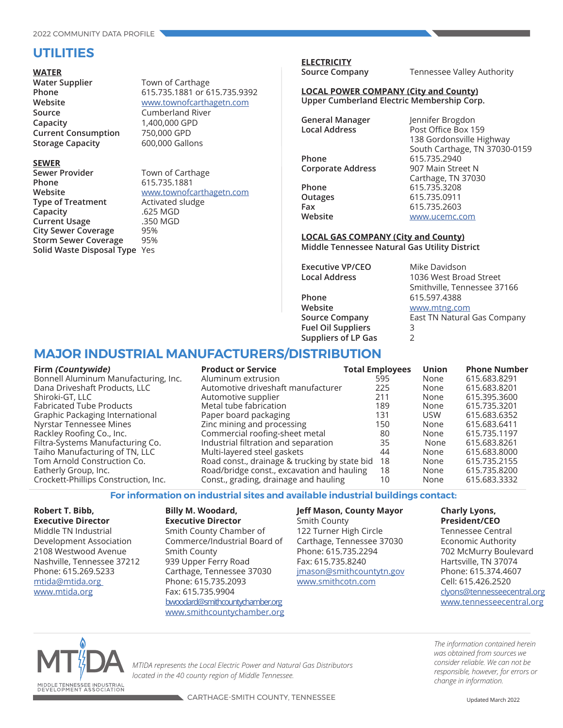# UTILITIES

## WATER

| | |
|---|---|
| **Water Supplier** | Town of Carthage |
| **Phone** | 615.735.1881 or 615.735.9392 |
| **Website** | www.townofcarthagetn.com |
| **Source** | Cumberland River |
| **Capacity** | 1,400,000 GPD |
| **Current Consumption** | 750,000 GPD |
| **Storage Capacity** | 600,000 Gallons |

## SEWER

| | |
|---|---|
| **Sewer Provider** | Town of Carthage |
| **Phone** | 615.735.1881 |
| **Website** | www.townofcarthagetn.com |
| **Type of Treatment** | Activated sludge |
| **Capacity** | .625 MGD |
| **Current Usage** | .350 MGD |
| **City Sewer Coverage** | 95% |
| **Storm Sewer Coverage** | 95% |
| **Solid Waste Disposal Type** | Yes |

## ELECTRICITY

**Source Company** Tennessee Valley Authority

## LOCAL POWER COMPANY (City and County)

**Upper Cumberland Electric Membership Corp.**

| | |
|---|---|
| **General Manager** | Jennifer Brogdon |
| **Local Address** | Post Office Box 159<br>138 Gordonsville Highway<br>South Carthage, TN 37030-0159 |
| **Phone** | 615.735.2940 |
| **Corporate Address** | 907 Main Street N<br>Carthage, TN 37030 |
| **Phone** | 615.735.3208 |
| **Outages** | 615.735.0911 |
| **Fax** | 615.735.2603 |
| **Website** | www.ucemc.com |

## LOCAL GAS COMPANY (City and County)

**Middle Tennessee Natural Gas Utility District**

| | |
|---|---|
| **Executive VP/CEO** | Mike Davidson |
| **Local Address** | 1036 West Broad Street<br>Smithville, Tennessee 37166 |
| **Phone** | 615.597.4388 |
| **Website** | www.mtng.com |
| **Source Company** | East TN Natural Gas Company |
| **Fuel Oil Suppliers** | 3 |
| **Suppliers of LP Gas** | 2 |

# MAJOR INDUSTRIAL MANUFACTURERS/DISTRIBUTION

| Firm *(Countywide)* | Product or Service | Total Employees | Union | Phone Number |
|---|---|---|---|---|
| Bonnell Aluminum Manufacturing, Inc. | Aluminum extrusion | 595 | None | 615.683.8291 |
| Dana Driveshaft Products, LLC | Automotive driveshaft manufacturer | 225 | None | 615.683.8201 |
| Shiroki-GT, LLC | Automotive supplier | 211 | None | 615.395.3600 |
| Fabricated Tube Products | Metal tube fabrication | 189 | None | 615.735.3201 |
| Graphic Packaging International | Paper board packaging | 131 | USW | 615.683.6352 |
| Nyrstar Tennessee Mines | Zinc mining and processing | 150 | None | 615.683.6411 |
| Rackley Roofing Co., Inc. | Commercial roofing-sheet metal | 80 | None | 615.735.1197 |
| Filtra-Systems Manufacturing Co. | Industrial filtration and separation | 35 | None | 615.683.8261 |
| Taiho Manufacturing of TN, LLC | Multi-layered steel gaskets | 44 | None | 615.683.8000 |
| Tom Arnold Construction Co. | Road const., drainage & trucking by state bid | 18 | None | 615.735.2155 |
| Eatherly Group, Inc. | Road/bridge const., excavation and hauling | 18 | None | 615.735.8200 |
| Crockett-Phillips Construction, Inc. | Const., grading, drainage and hauling | 10 | None | 615.683.3332 |

## For information on industrial sites and available industrial buildings contact:

**Robert T. Bibb, Executive Director**
Middle TN Industrial Development Association
2108 Westwood Avenue
Nashville, Tennessee 37212
Phone: 615.269.5233
mtida@mtida.org
www.mtida.org

**Billy M. Woodard, Executive Director**
Smith County Chamber of Commerce/Industrial Board of Smith County
939 Upper Ferry Road
Carthage, Tennessee 37030
Phone: 615.735.2093
Fax: 615.735.9904
bwoodard@smithcountychamber.org
www.smithcountychamber.org

**Jeff Mason, County Mayor**
Smith County
122 Turner High Circle
Carthage, Tennessee 37030
Phone: 615.735.2294
Fax: 615.735.8240
jmason@smithcountytn.gov
www.smithcotn.com

**Charly Lyons, President/CEO**
Tennessee Central Economic Authority
702 McMurry Boulevard
Hartsville, TN 37074
Phone: 615.374.4607
Cell: 615.426.2520
clyons@tennesseecentral.org
www.tennesseecentral.org

MTIDA
MIDDLE TENNESSEE INDUSTRIAL DEVELOPMENT ASSOCIATION

*MTIDA represents the Local Electric Power and Natural Gas Distributors located in the 40 county region of Middle Tennessee.*

*The information contained herein was obtained from sources we consider reliable. We can not be responsible, however, for errors or change in information.*

Updated March 2022